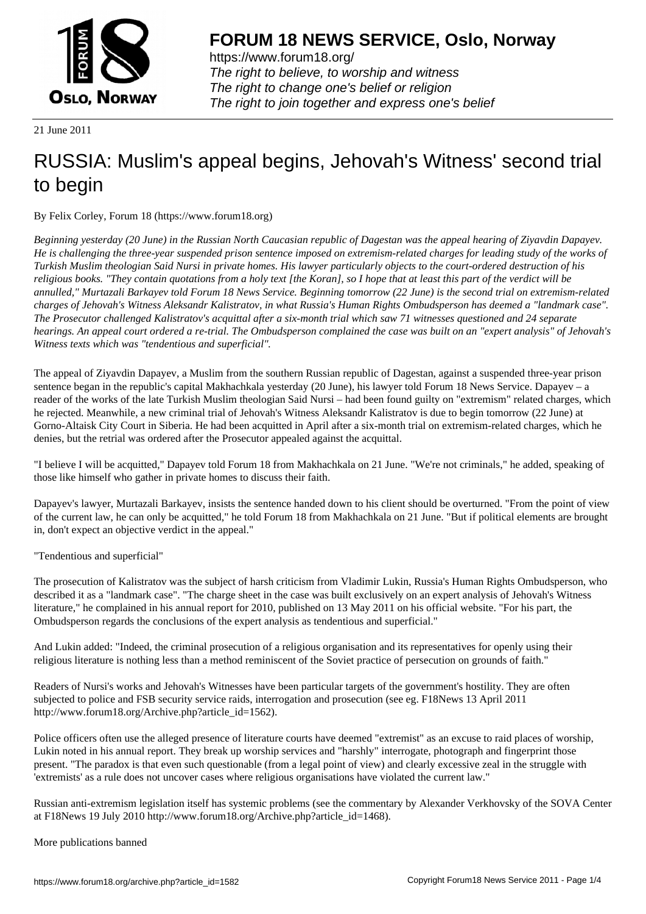**FORUM 18 NEWS SERVICE, Oslo, Norway**

https://www.forum18.org/
*The right to believe, to worship and witness*
*The right to change one's belief or religion*
*The right to join together and express one's belief*

21 June 2011

# RUSSIA: Muslim's appeal begins, Jehovah's Witness' second trial to begin

By Felix Corley, Forum 18 (https://www.forum18.org)

*Beginning yesterday (20 June) in the Russian North Caucasian republic of Dagestan was the appeal hearing of Ziyavdin Dapayev. He is challenging the three-year suspended prison sentence imposed on extremism-related charges for leading study of the works of Turkish Muslim theologian Said Nursi in private homes. His lawyer particularly objects to the court-ordered destruction of his religious books. "They contain quotations from a holy text [the Koran], so I hope that at least this part of the verdict will be annulled," Murtazali Barkayev told Forum 18 News Service. Beginning tomorrow (22 June) is the second trial on extremism-related charges of Jehovah's Witness Aleksandr Kalistratov, in what Russia's Human Rights Ombudsperson has deemed a "landmark case". The Prosecutor challenged Kalistratov's acquittal after a six-month trial which saw 71 witnesses questioned and 24 separate hearings. An appeal court ordered a re-trial. The Ombudsperson complained the case was built on an "expert analysis" of Jehovah's Witness texts which was "tendentious and superficial".*

The appeal of Ziyavdin Dapayev, a Muslim from the southern Russian republic of Dagestan, against a suspended three-year prison sentence began in the republic's capital Makhachkala yesterday (20 June), his lawyer told Forum 18 News Service. Dapayev – a reader of the works of the late Turkish Muslim theologian Said Nursi – had been found guilty on "extremism" related charges, which he rejected. Meanwhile, a new criminal trial of Jehovah's Witness Aleksandr Kalistratov is due to begin tomorrow (22 June) at Gorno-Altaisk City Court in Siberia. He had been acquitted in April after a six-month trial on extremism-related charges, which he denies, but the retrial was ordered after the Prosecutor appealed against the acquittal.

"I believe I will be acquitted," Dapayev told Forum 18 from Makhachkala on 21 June. "We're not criminals," he added, speaking of those like himself who gather in private homes to discuss their faith.

Dapayev's lawyer, Murtazali Barkayev, insists the sentence handed down to his client should be overturned. "From the point of view of the current law, he can only be acquitted," he told Forum 18 from Makhachkala on 21 June. "But if political elements are brought in, don't expect an objective verdict in the appeal."

"Tendentious and superficial"

The prosecution of Kalistratov was the subject of harsh criticism from Vladimir Lukin, Russia's Human Rights Ombudsperson, who described it as a "landmark case". "The charge sheet in the case was built exclusively on an expert analysis of Jehovah's Witness literature," he complained in his annual report for 2010, published on 13 May 2011 on his official website. "For his part, the Ombudsperson regards the conclusions of the expert analysis as tendentious and superficial."

And Lukin added: "Indeed, the criminal prosecution of a religious organisation and its representatives for openly using their religious literature is nothing less than a method reminiscent of the Soviet practice of persecution on grounds of faith."

Readers of Nursi's works and Jehovah's Witnesses have been particular targets of the government's hostility. They are often subjected to police and FSB security service raids, interrogation and prosecution (see eg. F18News 13 April 2011 http://www.forum18.org/Archive.php?article_id=1562).

Police officers often use the alleged presence of literature courts have deemed "extremist" as an excuse to raid places of worship, Lukin noted in his annual report. They break up worship services and "harshly" interrogate, photograph and fingerprint those present. "The paradox is that even such questionable (from a legal point of view) and clearly excessive zeal in the struggle with 'extremists' as a rule does not uncover cases where religious organisations have violated the current law."

Russian anti-extremism legislation itself has systemic problems (see the commentary by Alexander Verkhovsky of the SOVA Center at F18News 19 July 2010 http://www.forum18.org/Archive.php?article_id=1468).

More publications banned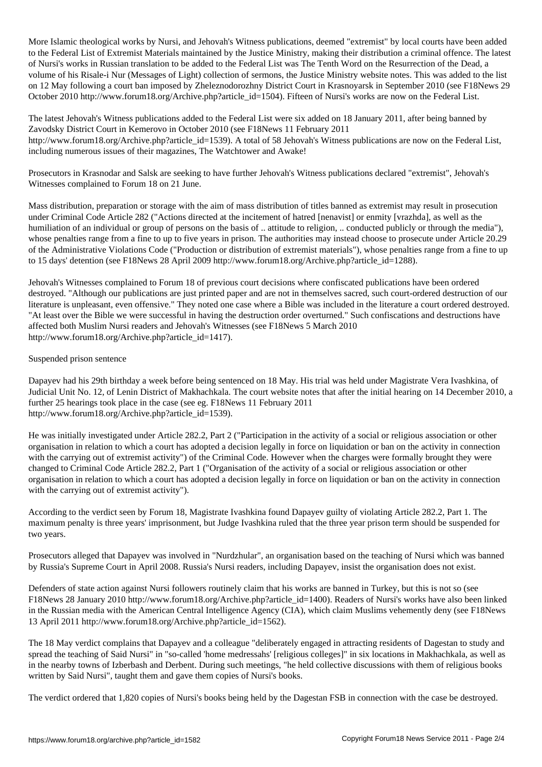More Islamic theological works by Nursi, and Jehovah's Witness publications, deemed "extremist" by local courts have been added to the Federal List of Extremist Materials maintained by the Justice Ministry, making their distribution a criminal offence. The latest of Nursi's works in Russian translation to be added to the Federal List was The Tenth Word on the Resurrection of the Dead, a volume of his Risale-i Nur (Messages of Light) collection of sermons, the Justice Ministry website notes. This was added to the list on 12 May following a court ban imposed by Zheleznodorozhny District Court in Krasnoyarsk in September 2010 (see F18News 29 October 2010 http://www.forum18.org/Archive.php?article_id=1504). Fifteen of Nursi's works are now on the Federal List.

The latest Jehovah's Witness publications added to the Federal List were six added on 18 January 2011, after being banned by Zavodsky District Court in Kemerovo in October 2010 (see F18News 11 February 2011 http://www.forum18.org/Archive.php?article_id=1539). A total of 58 Jehovah's Witness publications are now on the Federal List, including numerous issues of their magazines, The Watchtower and Awake!

Prosecutors in Krasnodar and Salsk are seeking to have further Jehovah's Witness publications declared "extremist", Jehovah's Witnesses complained to Forum 18 on 21 June.

Mass distribution, preparation or storage with the aim of mass distribution of titles banned as extremist may result in prosecution under Criminal Code Article 282 ("Actions directed at the incitement of hatred [nenavist] or enmity [vrazhda], as well as the humiliation of an individual or group of persons on the basis of .. attitude to religion, .. conducted publicly or through the media"), whose penalties range from a fine to up to five years in prison. The authorities may instead choose to prosecute under Article 20.29 of the Administrative Violations Code ("Production or distribution of extremist materials"), whose penalties range from a fine to up to 15 days' detention (see F18News 28 April 2009 http://www.forum18.org/Archive.php?article_id=1288).

Jehovah's Witnesses complained to Forum 18 of previous court decisions where confiscated publications have been ordered destroyed. "Although our publications are just printed paper and are not in themselves sacred, such court-ordered destruction of our literature is unpleasant, even offensive." They noted one case where a Bible was included in the literature a court ordered destroyed. "At least over the Bible we were successful in having the destruction order overturned." Such confiscations and destructions have affected both Muslim Nursi readers and Jehovah's Witnesses (see F18News 5 March 2010 http://www.forum18.org/Archive.php?article_id=1417).

## Suspended prison sentence

Dapayev had his 29th birthday a week before being sentenced on 18 May. His trial was held under Magistrate Vera Ivashkina, of Judicial Unit No. 12, of Lenin District of Makhachkala. The court website notes that after the initial hearing on 14 December 2010, a further 25 hearings took place in the case (see eg. F18News 11 February 2011 http://www.forum18.org/Archive.php?article_id=1539).

He was initially investigated under Article 282.2, Part 2 ("Participation in the activity of a social or religious association or other organisation in relation to which a court has adopted a decision legally in force on liquidation or ban on the activity in connection with the carrying out of extremist activity") of the Criminal Code. However when the charges were formally brought they were changed to Criminal Code Article 282.2, Part 1 ("Organisation of the activity of a social or religious association or other organisation in relation to which a court has adopted a decision legally in force on liquidation or ban on the activity in connection with the carrying out of extremist activity").

According to the verdict seen by Forum 18, Magistrate Ivashkina found Dapayev guilty of violating Article 282.2, Part 1. The maximum penalty is three years' imprisonment, but Judge Ivashkina ruled that the three year prison term should be suspended for two years.

Prosecutors alleged that Dapayev was involved in "Nurdzhular", an organisation based on the teaching of Nursi which was banned by Russia's Supreme Court in April 2008. Russia's Nursi readers, including Dapayev, insist the organisation does not exist.

Defenders of state action against Nursi followers routinely claim that his works are banned in Turkey, but this is not so (see F18News 28 January 2010 http://www.forum18.org/Archive.php?article_id=1400). Readers of Nursi's works have also been linked in the Russian media with the American Central Intelligence Agency (CIA), which claim Muslims vehemently deny (see F18News 13 April 2011 http://www.forum18.org/Archive.php?article_id=1562).

The 18 May verdict complains that Dapayev and a colleague "deliberately engaged in attracting residents of Dagestan to study and spread the teaching of Said Nursi" in "so-called 'home medressahs' [religious colleges]" in six locations in Makhachkala, as well as in the nearby towns of Izberbash and Derbent. During such meetings, "he held collective discussions with them of religious books written by Said Nursi", taught them and gave them copies of Nursi's books.

The verdict ordered that 1,820 copies of Nursi's books being held by the Dagestan FSB in connection with the case be destroyed.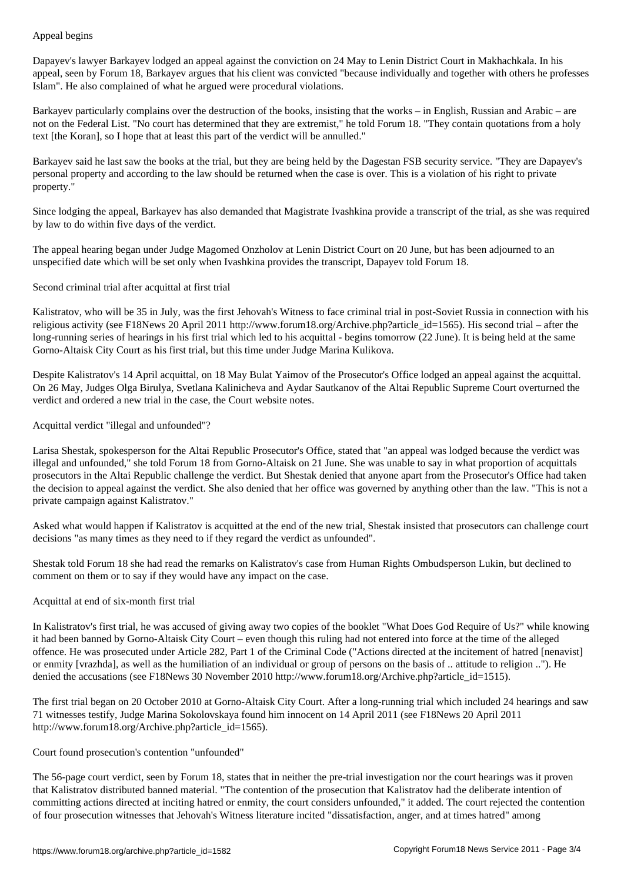## Appeal begins

Dapayev's lawyer Barkayev lodged an appeal against the conviction on 24 May to Lenin District Court in Makhachkala. In his appeal, seen by Forum 18, Barkayev argues that his client was convicted "because individually and together with others he professes Islam". He also complained of what he argued were procedural violations.

Barkayev particularly complains over the destruction of the books, insisting that the works – in English, Russian and Arabic – are not on the Federal List. "No court has determined that they are extremist," he told Forum 18. "They contain quotations from a holy text [the Koran], so I hope that at least this part of the verdict will be annulled."

Barkayev said he last saw the books at the trial, but they are being held by the Dagestan FSB security service. "They are Dapayev's personal property and according to the law should be returned when the case is over. This is a violation of his right to private property."

Since lodging the appeal, Barkayev has also demanded that Magistrate Ivashkina provide a transcript of the trial, as she was required by law to do within five days of the verdict.

The appeal hearing began under Judge Magomed Onzholov at Lenin District Court on 20 June, but has been adjourned to an unspecified date which will be set only when Ivashkina provides the transcript, Dapayev told Forum 18.

## Second criminal trial after acquittal at first trial

Kalistratov, who will be 35 in July, was the first Jehovah's Witness to face criminal trial in post-Soviet Russia in connection with his religious activity (see F18News 20 April 2011 http://www.forum18.org/Archive.php?article_id=1565). His second trial – after the long-running series of hearings in his first trial which led to his acquittal - begins tomorrow (22 June). It is being held at the same Gorno-Altaisk City Court as his first trial, but this time under Judge Marina Kulikova.

Despite Kalistratov's 14 April acquittal, on 18 May Bulat Yaimov of the Prosecutor's Office lodged an appeal against the acquittal. On 26 May, Judges Olga Birulya, Svetlana Kalinicheva and Aydar Sautkanov of the Altai Republic Supreme Court overturned the verdict and ordered a new trial in the case, the Court website notes.

## Acquittal verdict "illegal and unfounded"?

Larisa Shestak, spokesperson for the Altai Republic Prosecutor's Office, stated that "an appeal was lodged because the verdict was illegal and unfounded," she told Forum 18 from Gorno-Altaisk on 21 June. She was unable to say in what proportion of acquittals prosecutors in the Altai Republic challenge the verdict. But Shestak denied that anyone apart from the Prosecutor's Office had taken the decision to appeal against the verdict. She also denied that her office was governed by anything other than the law. "This is not a private campaign against Kalistratov."

Asked what would happen if Kalistratov is acquitted at the end of the new trial, Shestak insisted that prosecutors can challenge court decisions "as many times as they need to if they regard the verdict as unfounded".

Shestak told Forum 18 she had read the remarks on Kalistratov's case from Human Rights Ombudsperson Lukin, but declined to comment on them or to say if they would have any impact on the case.

## Acquittal at end of six-month first trial

In Kalistratov's first trial, he was accused of giving away two copies of the booklet "What Does God Require of Us?" while knowing it had been banned by Gorno-Altaisk City Court – even though this ruling had not entered into force at the time of the alleged offence. He was prosecuted under Article 282, Part 1 of the Criminal Code ("Actions directed at the incitement of hatred [nenavist] or enmity [vrazhda], as well as the humiliation of an individual or group of persons on the basis of .. attitude to religion .."). He denied the accusations (see F18News 30 November 2010 http://www.forum18.org/Archive.php?article_id=1515).

The first trial began on 20 October 2010 at Gorno-Altaisk City Court. After a long-running trial which included 24 hearings and saw 71 witnesses testify, Judge Marina Sokolovskaya found him innocent on 14 April 2011 (see F18News 20 April 2011 http://www.forum18.org/Archive.php?article_id=1565).

## Court found prosecution's contention "unfounded"

The 56-page court verdict, seen by Forum 18, states that in neither the pre-trial investigation nor the court hearings was it proven that Kalistratov distributed banned material. "The contention of the prosecution that Kalistratov had the deliberate intention of committing actions directed at inciting hatred or enmity, the court considers unfounded," it added. The court rejected the contention of four prosecution witnesses that Jehovah's Witness literature incited "dissatisfaction, anger, and at times hatred" among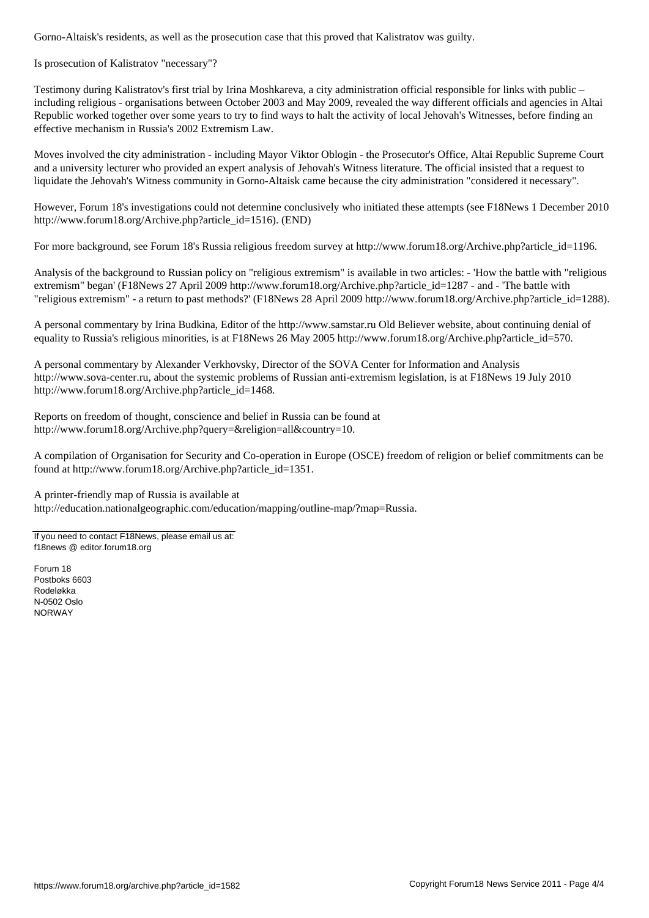Gorno-Altaisk's residents, as well as the prosecution case that this proved that Kalistratov was guilty.

Is prosecution of Kalistratov "necessary"?

Testimony during Kalistratov's first trial by Irina Moshkareva, a city administration official responsible for links with public – including religious - organisations between October 2003 and May 2009, revealed the way different officials and agencies in Altai Republic worked together over some years to try to find ways to halt the activity of local Jehovah's Witnesses, before finding an effective mechanism in Russia's 2002 Extremism Law.

Moves involved the city administration - including Mayor Viktor Oblogin - the Prosecutor's Office, Altai Republic Supreme Court and a university lecturer who provided an expert analysis of Jehovah's Witness literature. The official insisted that a request to liquidate the Jehovah's Witness community in Gorno-Altaisk came because the city administration "considered it necessary".

However, Forum 18's investigations could not determine conclusively who initiated these attempts (see F18News 1 December 2010 http://www.forum18.org/Archive.php?article_id=1516). (END)

For more background, see Forum 18's Russia religious freedom survey at http://www.forum18.org/Archive.php?article_id=1196.

Analysis of the background to Russian policy on "religious extremism" is available in two articles: - 'How the battle with "religious extremism" began' (F18News 27 April 2009 http://www.forum18.org/Archive.php?article_id=1287 - and - 'The battle with "religious extremism" - a return to past methods?' (F18News 28 April 2009 http://www.forum18.org/Archive.php?article_id=1288).

A personal commentary by Irina Budkina, Editor of the http://www.samstar.ru Old Believer website, about continuing denial of equality to Russia's religious minorities, is at F18News 26 May 2005 http://www.forum18.org/Archive.php?article_id=570.

A personal commentary by Alexander Verkhovsky, Director of the SOVA Center for Information and Analysis http://www.sova-center.ru, about the systemic problems of Russian anti-extremism legislation, is at F18News 19 July 2010 http://www.forum18.org/Archive.php?article_id=1468.

Reports on freedom of thought, conscience and belief in Russia can be found at http://www.forum18.org/Archive.php?query=&religion=all&country=10.

A compilation of Organisation for Security and Co-operation in Europe (OSCE) freedom of religion or belief commitments can be found at http://www.forum18.org/Archive.php?article_id=1351.

A printer-friendly map of Russia is available at http://education.nationalgeographic.com/education/mapping/outline-map/?map=Russia.

If you need to contact F18News, please email us at:
f18news @ editor.forum18.org

Forum 18
Postboks 6603
Rodeløkka
N-0502 Oslo
NORWAY